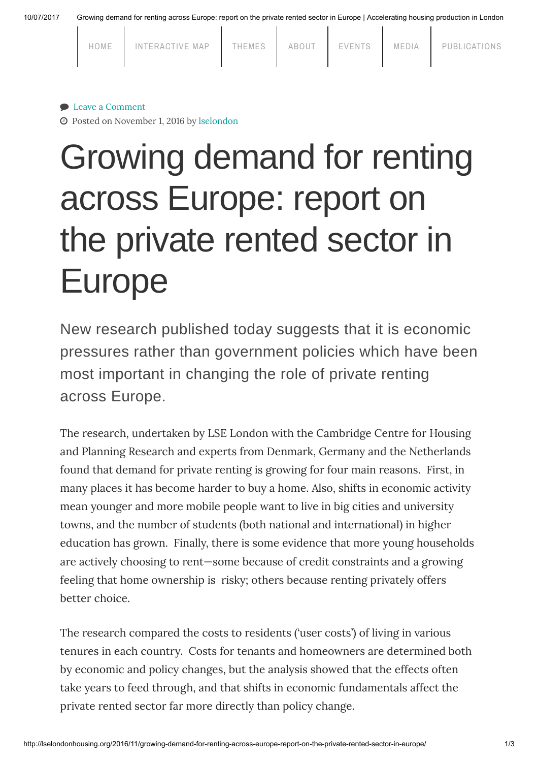HOME | INTERACTIVE MAP | THEMES | ABOUT | EVENTS | MEDIA | PUBLICATIONS

Leave a Comment

Posted on November 1, 2016 by lselondon

# Growing demand for renting across Europe: report on the private rented sector in Europe

New research published today suggests that it is economic pressures rather than government policies which have been most important in changing the role of private renting across Europe.

The research, undertaken by LSE London with the Cambridge Centre for Housing and Planning Research and experts from Denmark, Germany and the Netherlands found that demand for private renting is growing for four main reasons. First, in many places it has become harder to buy a home. Also, shifts in economic activity mean younger and more mobile people want to live in big cities and university towns, and the number of students (both national and international) in higher education has grown. Finally, there is some evidence that more young households are actively choosing to rent—some because of credit constraints and a growing feeling that home ownership is risky; others because renting privately offers better choice.

The research compared the costs to residents ('user costs') of living in various tenures in each country. Costs for tenants and homeowners are determined both by economic and policy changes, but the analysis showed that the effects often take years to feed through, and that shifts in economic fundamentals affect the private rented sector far more directly than policy change.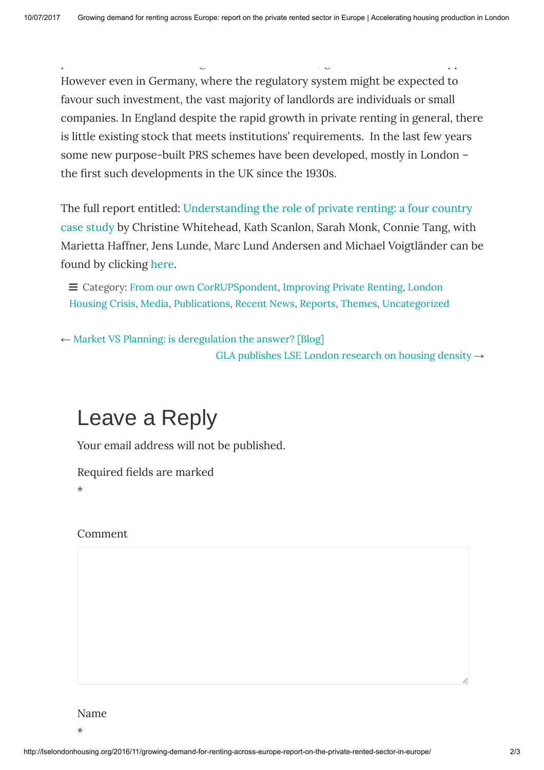However even in Germany, where the regulatory system might be expected to favour such investment, the vast majority of landlords are individuals or small companies. In England despite the rapid growth in private renting in general, there is little existing stock that meets institutions' requirements.  In the last few years some new purpose-built PRS schemes have been developed, mostly in London – the first such developments in the UK since the 1930s.

The full report entitled: Understanding the role of private renting: a four country case study by Christine Whitehead, Kath Scanlon, Sarah Monk, Connie Tang, with Marietta Haffner, Jens Lunde, Marc Lund Andersen and Michael Voigtländer can be found by clicking here.

≡ Category: From our own CorRUPSpondent, Improving Private Renting, London Housing Crisis, Media, Publications, Recent News, Reports, Themes, Uncategorized

← Market VS Planning: is deregulation the answer? [Blog]

GLA publishes LSE London research on housing density →

## Leave a Reply

Your email address will not be published.

Required fields are marked
*

Comment

Name
*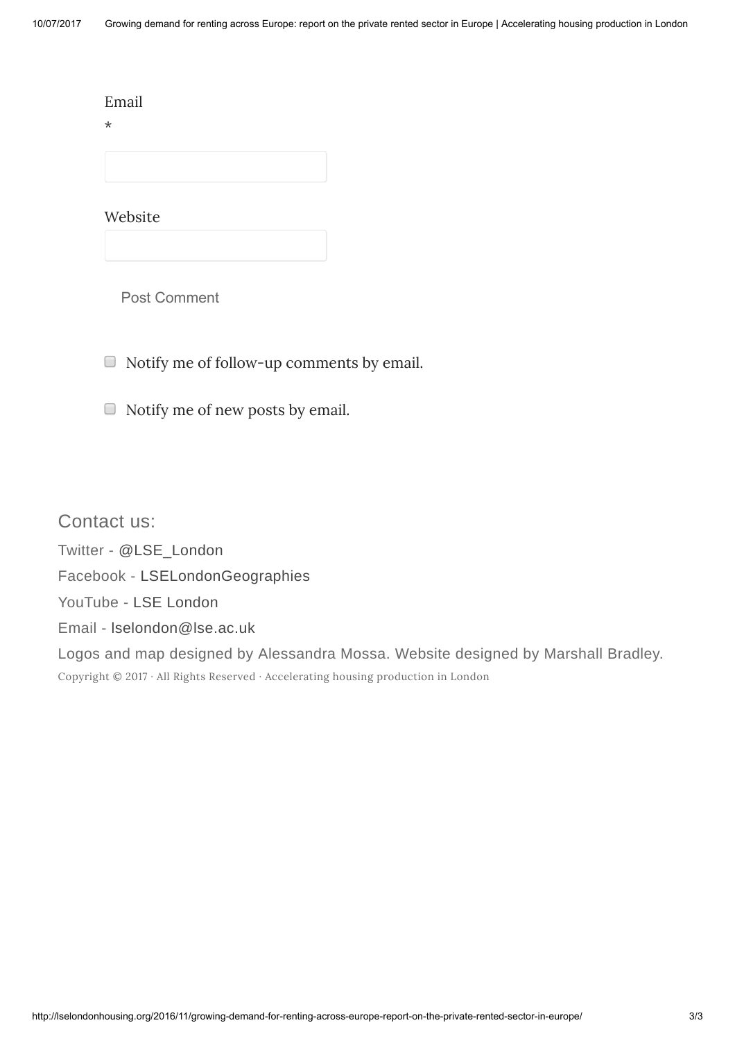Email
*

Website

Post Comment

- [ ] Notify me of follow-up comments by email.
- [ ] Notify me of new posts by email.

## Contact us:

Twitter - @LSE_London

Facebook - LSELondonGeographies

YouTube - LSE London

Email - lselondon@lse.ac.uk

Logos and map designed by Alessandra Mossa. Website designed by Marshall Bradley.

Copyright © 2017 · All Rights Reserved · Accelerating housing production in London